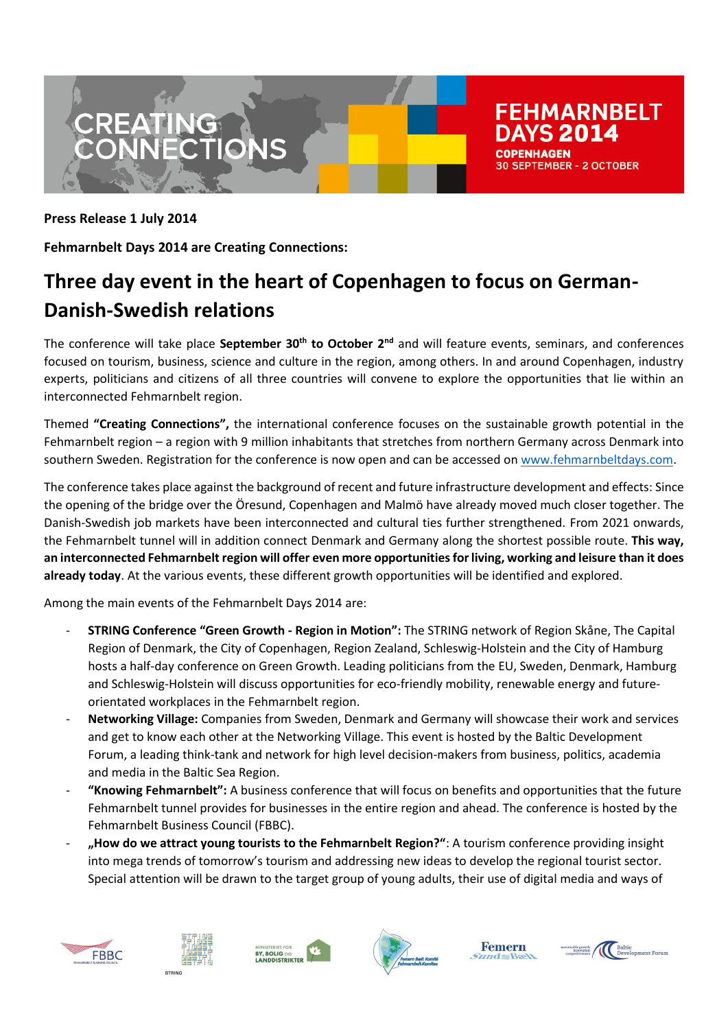CREATING CONNECTIONS

FEHMARNBELT DAYS 2014
COPENHAGEN
30 SEPTEMBER - 2 OCTOBER

**Press Release 1 July 2014**

**Fehmarnbelt Days 2014 are Creating Connections:**

# Three day event in the heart of Copenhagen to focus on German-Danish-Swedish relations

The conference will take place **September 30th to October 2nd** and will feature events, seminars, and conferences focused on tourism, business, science and culture in the region, among others. In and around Copenhagen, industry experts, politicians and citizens of all three countries will convene to explore the opportunities that lie within an interconnected Fehmarnbelt region.

Themed **"Creating Connections",** the international conference focuses on the sustainable growth potential in the Fehmarnbelt region – a region with 9 million inhabitants that stretches from northern Germany across Denmark into southern Sweden. Registration for the conference is now open and can be accessed on www.fehmarnbeltdays.com.

The conference takes place against the background of recent and future infrastructure development and effects: Since the opening of the bridge over the Öresund, Copenhagen and Malmö have already moved much closer together. The Danish-Swedish job markets have been interconnected and cultural ties further strengthened. From 2021 onwards, the Fehmarnbelt tunnel will in addition connect Denmark and Germany along the shortest possible route. **This way, an interconnected Fehmarnbelt region will offer even more opportunities for living, working and leisure than it does already today**. At the various events, these different growth opportunities will be identified and explored.

Among the main events of the Fehmarnbelt Days 2014 are:

- **STRING Conference "Green Growth - Region in Motion":** The STRING network of Region Skåne, The Capital Region of Denmark, the City of Copenhagen, Region Zealand, Schleswig-Holstein and the City of Hamburg hosts a half-day conference on Green Growth. Leading politicians from the EU, Sweden, Denmark, Hamburg and Schleswig-Holstein will discuss opportunities for eco-friendly mobility, renewable energy and future-orientated workplaces in the Fehmarnbelt region.
- **Networking Village:** Companies from Sweden, Denmark and Germany will showcase their work and services and get to know each other at the Networking Village. This event is hosted by the Baltic Development Forum, a leading think-tank and network for high level decision-makers from business, politics, academia and media in the Baltic Sea Region.
- **"Knowing Fehmarnbelt":** A business conference that will focus on benefits and opportunities that the future Fehmarnbelt tunnel provides for businesses in the entire region and ahead. The conference is hosted by the Fehmarnbelt Business Council (FBBC).
- **„How do we attract young tourists to the Fehmarnbelt Region?"**: A tourism conference providing insight into mega trends of tomorrow's tourism and addressing new ideas to develop the regional tourist sector. Special attention will be drawn to the target group of young adults, their use of digital media and ways of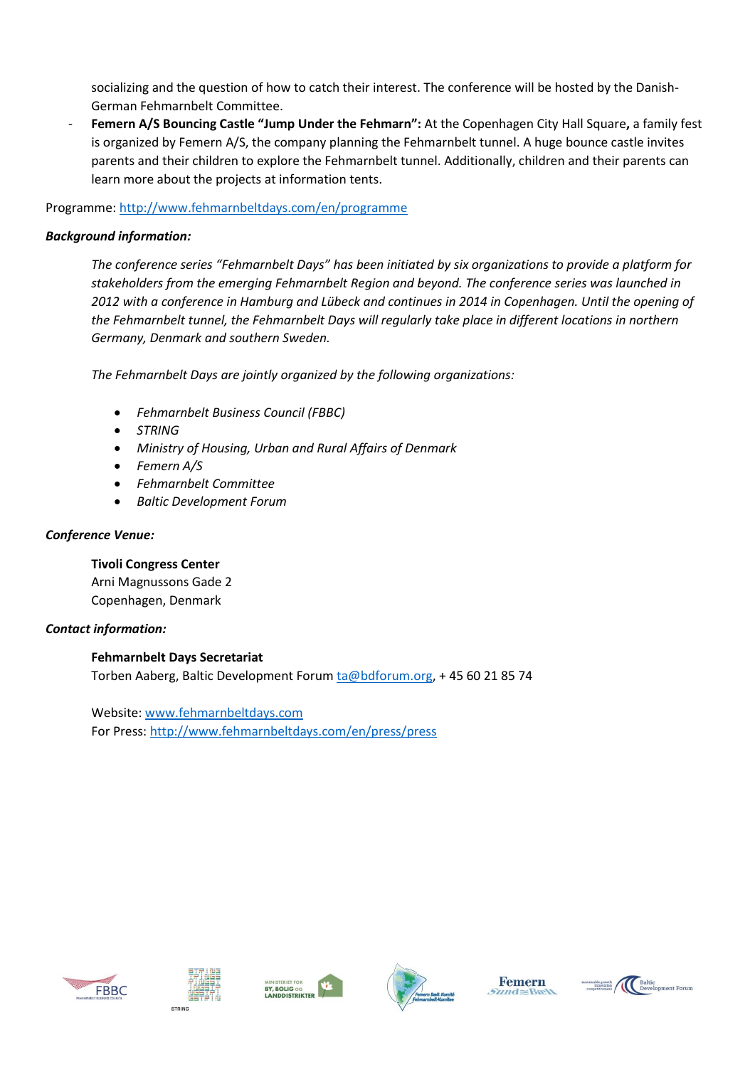socializing and the question of how to catch their interest. The conference will be hosted by the Danish-German Fehmarnbelt Committee.

- **Femern A/S Bouncing Castle “Jump Under the Fehmarn”:** At the Copenhagen City Hall Square**,** a family fest is organized by Femern A/S, the company planning the Fehmarnbelt tunnel. A huge bounce castle invites parents and their children to explore the Fehmarnbelt tunnel. Additionally, children and their parents can learn more about the projects at information tents.

Programme: http://www.fehmarnbeltdays.com/en/programme

***Background information:***

*The conference series “Fehmarnbelt Days” has been initiated by six organizations to provide a platform for stakeholders from the emerging Fehmarnbelt Region and beyond. The conference series was launched in 2012 with a conference in Hamburg and Lübeck and continues in 2014 in Copenhagen. Until the opening of the Fehmarnbelt tunnel, the Fehmarnbelt Days will regularly take place in different locations in northern Germany, Denmark and southern Sweden.*

*The Fehmarnbelt Days are jointly organized by the following organizations:*

- *Fehmarnbelt Business Council (FBBC)*
- *STRING*
- *Ministry of Housing, Urban and Rural Affairs of Denmark*
- *Femern A/S*
- *Fehmarnbelt Committee*
- *Baltic Development Forum*

***Conference Venue:***

**Tivoli Congress Center**
Arni Magnussons Gade 2
Copenhagen, Denmark

***Contact information:***

**Fehmarnbelt Days Secretariat**
Torben Aaberg, Baltic Development Forum ta@bdforum.org, + 45 60 21 85 74

Website: www.fehmarnbeltdays.com
For Press: http://www.fehmarnbeltdays.com/en/press/press